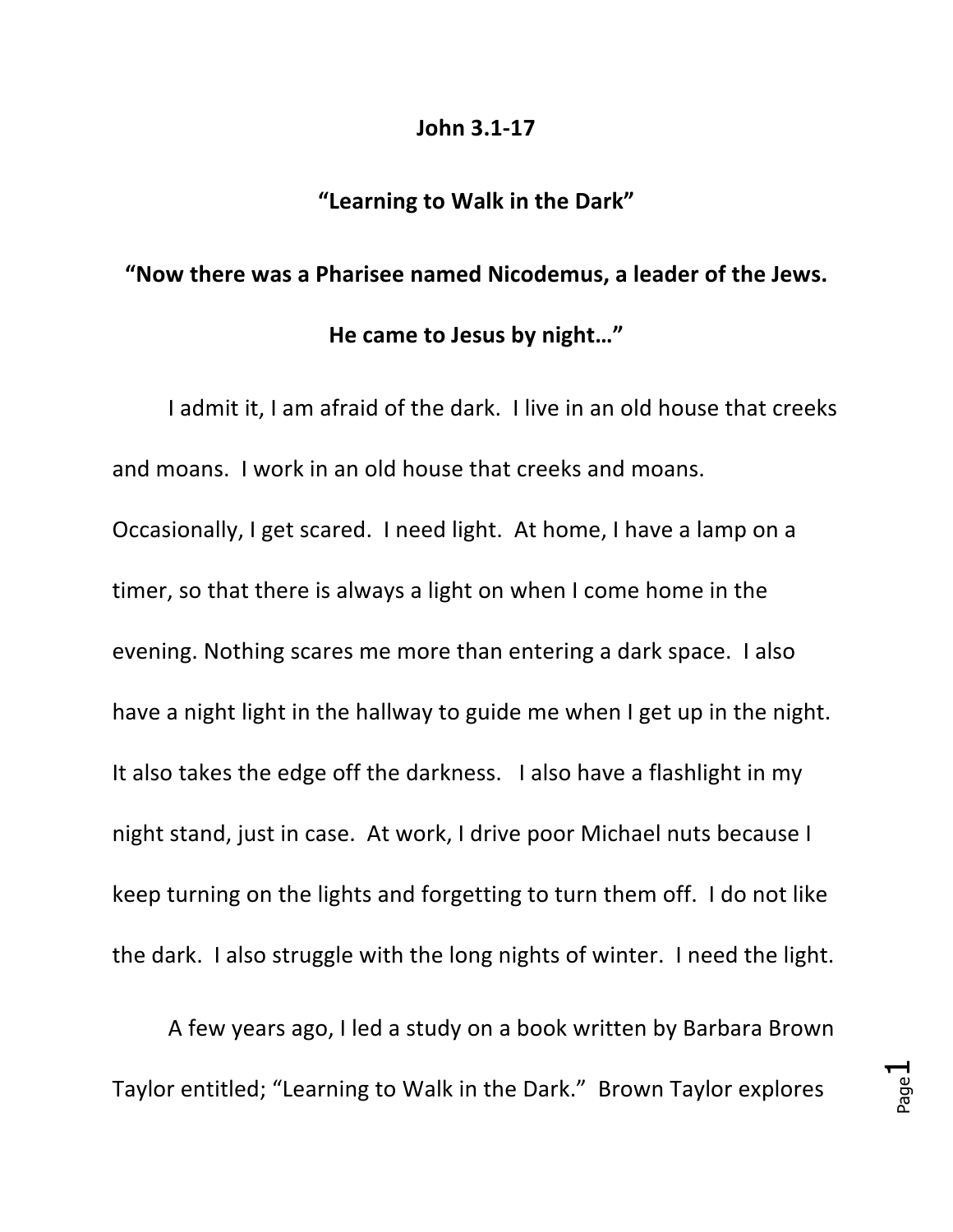**John 3.1-17**

**"Learning to Walk in the Dark"**

**"Now there was a Pharisee named Nicodemus, a leader of the Jews. He came to Jesus by night…"**

I admit it, I am afraid of the dark. I live in an old house that creeks and moans. I work in an old house that creeks and moans. Occasionally, I get scared. I need light. At home, I have a lamp on a timer, so that there is always a light on when I come home in the evening. Nothing scares me more than entering a dark space. I also have a night light in the hallway to guide me when I get up in the night. It also takes the edge off the darkness. I also have a flashlight in my night stand, just in case. At work, I drive poor Michael nuts because I keep turning on the lights and forgetting to turn them off. I do not like the dark. I also struggle with the long nights of winter. I need the light.

A few years ago, I led a study on a book written by Barbara Brown Taylor entitled; "Learning to Walk in the Dark." Brown Taylor explores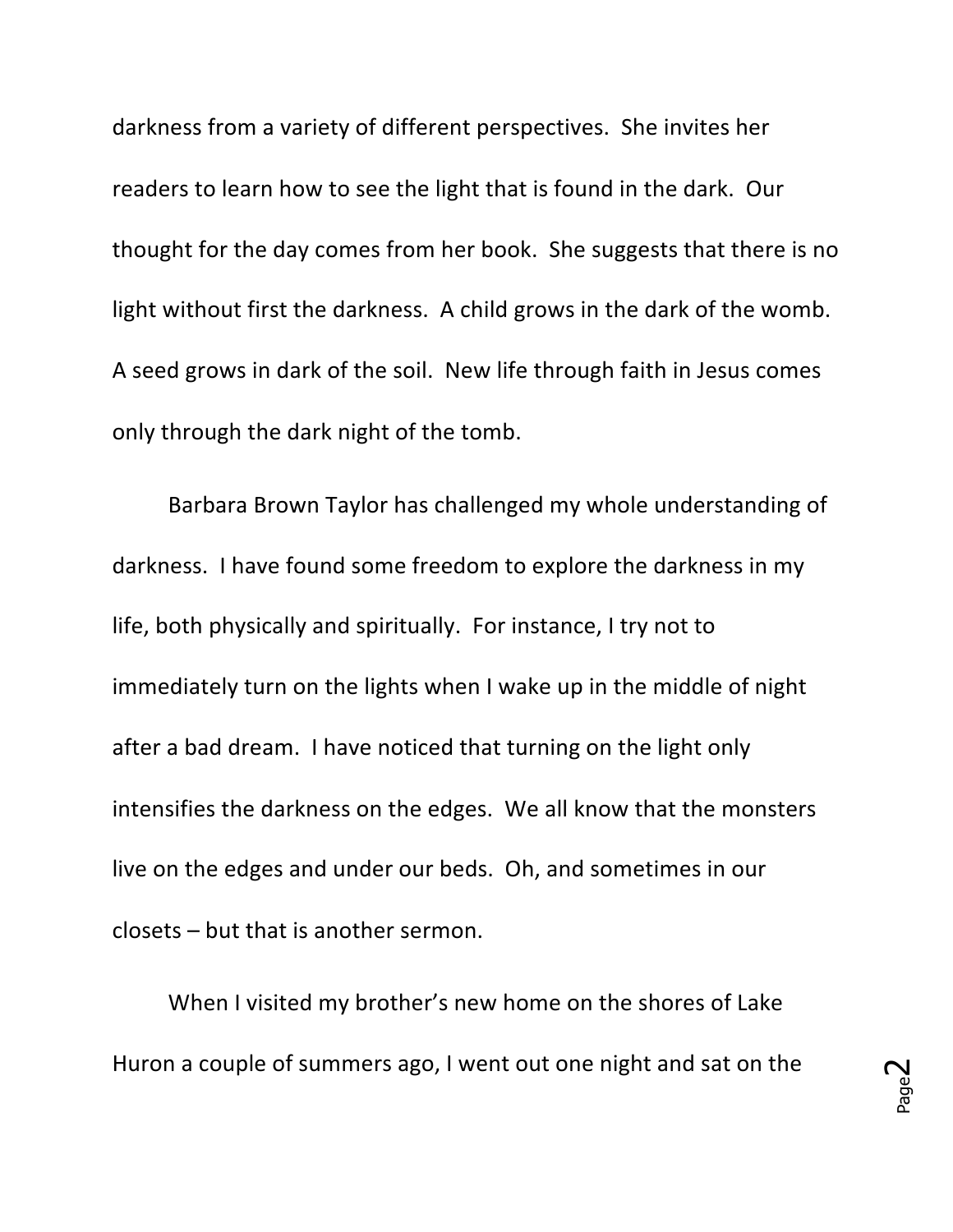darkness from a variety of different perspectives. She invites her readers to learn how to see the light that is found in the dark. Our thought for the day comes from her book. She suggests that there is no light without first the darkness. A child grows in the dark of the womb. A seed grows in dark of the soil. New life through faith in Jesus comes only through the dark night of the tomb.

Barbara Brown Taylor has challenged my whole understanding of darkness. I have found some freedom to explore the darkness in my life, both physically and spiritually. For instance, I try not to immediately turn on the lights when I wake up in the middle of night after a bad dream. I have noticed that turning on the light only intensifies the darkness on the edges. We all know that the monsters live on the edges and under our beds. Oh, and sometimes in our closets – but that is another sermon.

When I visited my brother's new home on the shores of Lake Huron a couple of summers ago, I went out one night and sat on the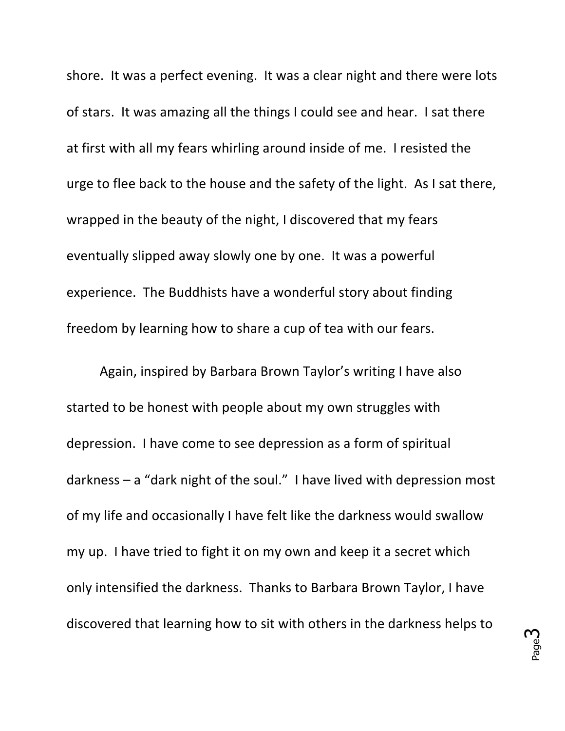shore. It was a perfect evening. It was a clear night and there were lots of stars. It was amazing all the things I could see and hear. I sat there at first with all my fears whirling around inside of me. I resisted the urge to flee back to the house and the safety of the light. As I sat there, wrapped in the beauty of the night, I discovered that my fears eventually slipped away slowly one by one. It was a powerful experience. The Buddhists have a wonderful story about finding freedom by learning how to share a cup of tea with our fears.

Again, inspired by Barbara Brown Taylor's writing I have also started to be honest with people about my own struggles with depression. I have come to see depression as a form of spiritual darkness – a "dark night of the soul." I have lived with depression most of my life and occasionally I have felt like the darkness would swallow my up. I have tried to fight it on my own and keep it a secret which only intensified the darkness. Thanks to Barbara Brown Taylor, I have discovered that learning how to sit with others in the darkness helps to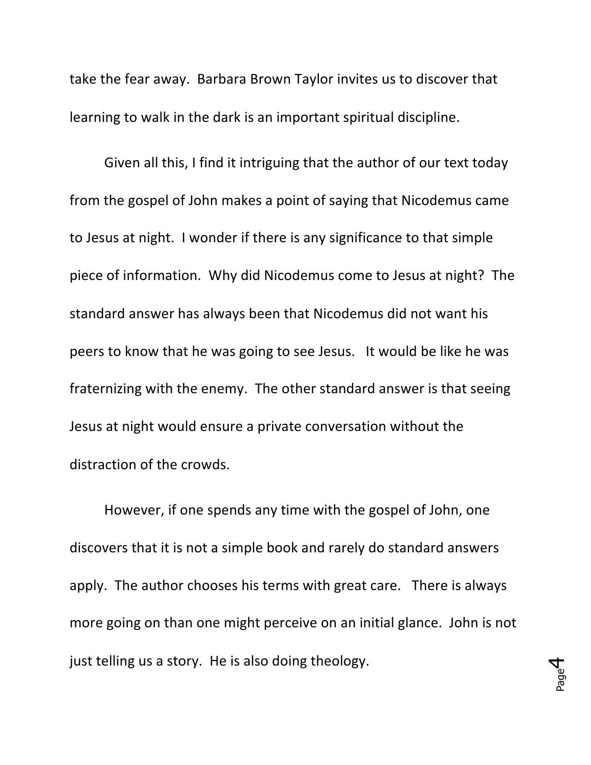take the fear away. Barbara Brown Taylor invites us to discover that learning to walk in the dark is an important spiritual discipline.

Given all this, I find it intriguing that the author of our text today from the gospel of John makes a point of saying that Nicodemus came to Jesus at night. I wonder if there is any significance to that simple piece of information. Why did Nicodemus come to Jesus at night? The standard answer has always been that Nicodemus did not want his peers to know that he was going to see Jesus. It would be like he was fraternizing with the enemy. The other standard answer is that seeing Jesus at night would ensure a private conversation without the distraction of the crowds.

However, if one spends any time with the gospel of John, one discovers that it is not a simple book and rarely do standard answers apply. The author chooses his terms with great care. There is always more going on than one might perceive on an initial glance. John is not just telling us a story. He is also doing theology.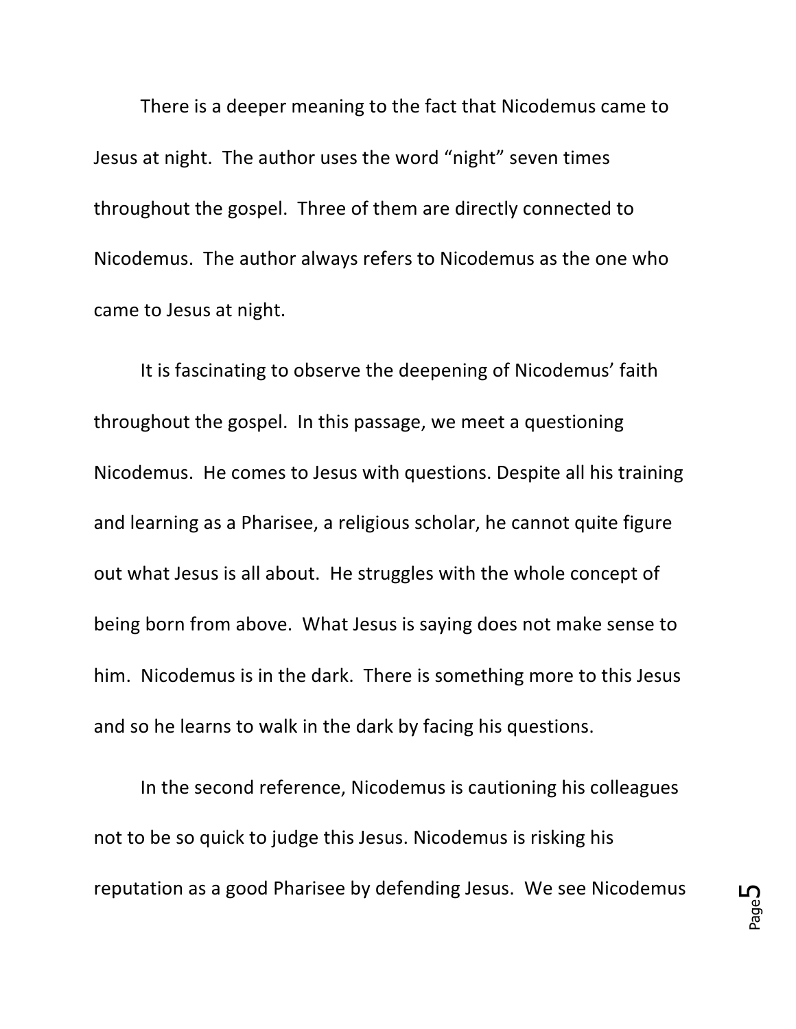There is a deeper meaning to the fact that Nicodemus came to Jesus at night. The author uses the word "night" seven times throughout the gospel. Three of them are directly connected to Nicodemus. The author always refers to Nicodemus as the one who came to Jesus at night.

It is fascinating to observe the deepening of Nicodemus' faith throughout the gospel. In this passage, we meet a questioning Nicodemus. He comes to Jesus with questions. Despite all his training and learning as a Pharisee, a religious scholar, he cannot quite figure out what Jesus is all about. He struggles with the whole concept of being born from above. What Jesus is saying does not make sense to him. Nicodemus is in the dark. There is something more to this Jesus and so he learns to walk in the dark by facing his questions.

In the second reference, Nicodemus is cautioning his colleagues not to be so quick to judge this Jesus. Nicodemus is risking his reputation as a good Pharisee by defending Jesus. We see Nicodemus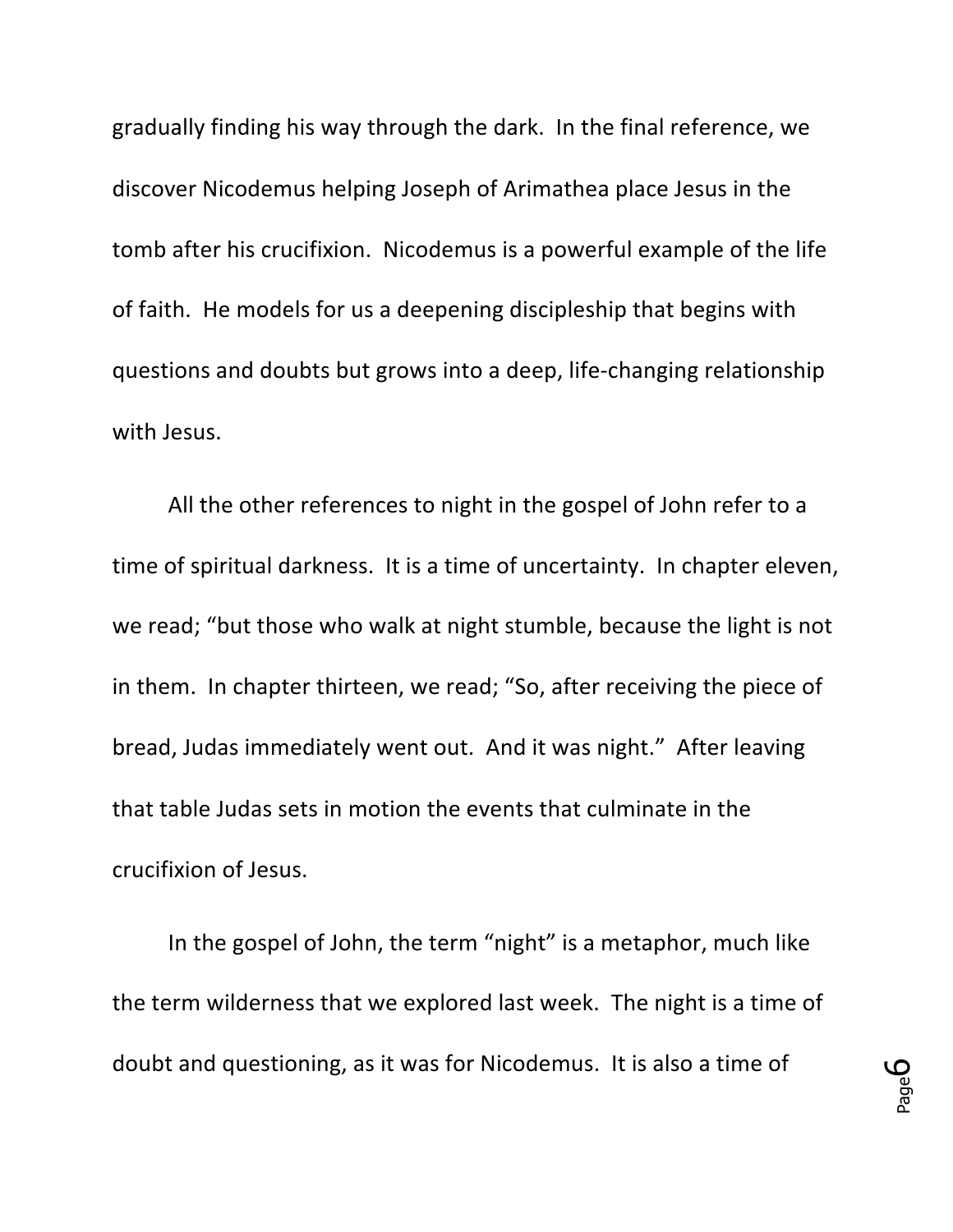gradually finding his way through the dark. In the final reference, we discover Nicodemus helping Joseph of Arimathea place Jesus in the tomb after his crucifixion. Nicodemus is a powerful example of the life of faith. He models for us a deepening discipleship that begins with questions and doubts but grows into a deep, life-changing relationship with Jesus.

All the other references to night in the gospel of John refer to a time of spiritual darkness. It is a time of uncertainty. In chapter eleven, we read; "but those who walk at night stumble, because the light is not in them. In chapter thirteen, we read; "So, after receiving the piece of bread, Judas immediately went out. And it was night." After leaving that table Judas sets in motion the events that culminate in the crucifixion of Jesus.

In the gospel of John, the term "night" is a metaphor, much like the term wilderness that we explored last week. The night is a time of doubt and questioning, as it was for Nicodemus. It is also a time of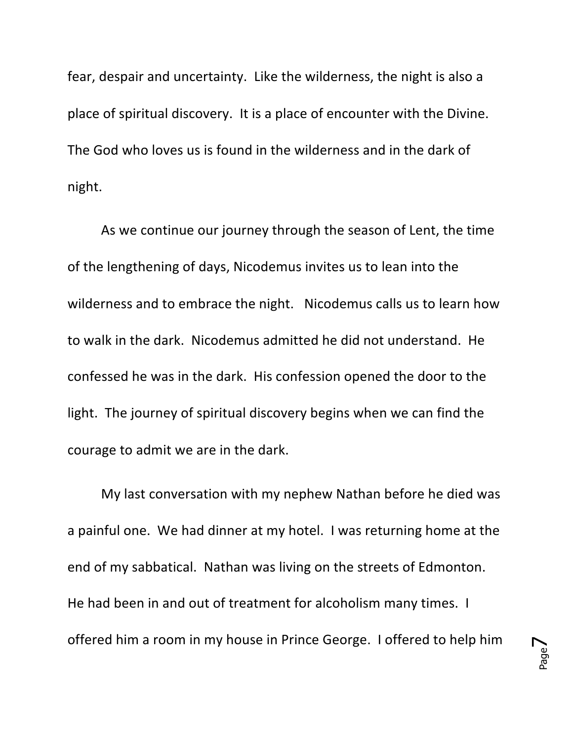fear, despair and uncertainty. Like the wilderness, the night is also a place of spiritual discovery. It is a place of encounter with the Divine. The God who loves us is found in the wilderness and in the dark of night.

As we continue our journey through the season of Lent, the time of the lengthening of days, Nicodemus invites us to lean into the wilderness and to embrace the night. Nicodemus calls us to learn how to walk in the dark. Nicodemus admitted he did not understand. He confessed he was in the dark. His confession opened the door to the light. The journey of spiritual discovery begins when we can find the courage to admit we are in the dark.

My last conversation with my nephew Nathan before he died was a painful one. We had dinner at my hotel. I was returning home at the end of my sabbatical. Nathan was living on the streets of Edmonton. He had been in and out of treatment for alcoholism many times. I offered him a room in my house in Prince George. I offered to help him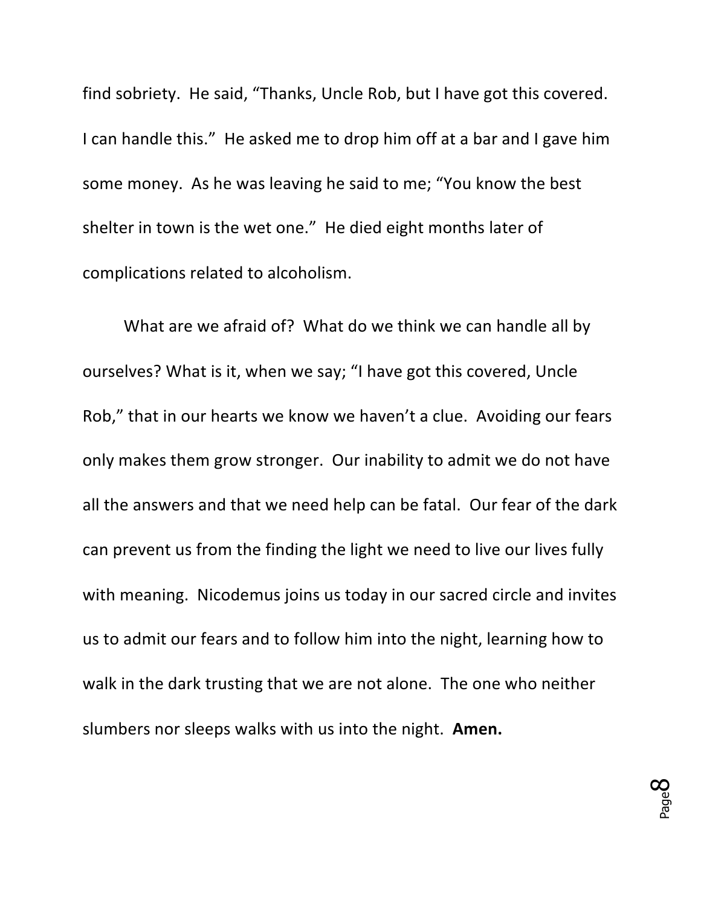find sobriety. He said, “Thanks, Uncle Rob, but I have got this covered. I can handle this.” He asked me to drop him off at a bar and I gave him some money. As he was leaving he said to me; “You know the best shelter in town is the wet one.” He died eight months later of complications related to alcoholism.

What are we afraid of? What do we think we can handle all by ourselves? What is it, when we say; “I have got this covered, Uncle Rob,” that in our hearts we know we haven’t a clue. Avoiding our fears only makes them grow stronger. Our inability to admit we do not have all the answers and that we need help can be fatal. Our fear of the dark can prevent us from the finding the light we need to live our lives fully with meaning. Nicodemus joins us today in our sacred circle and invites us to admit our fears and to follow him into the night, learning how to walk in the dark trusting that we are not alone. The one who neither slumbers nor sleeps walks with us into the night. **Amen.**